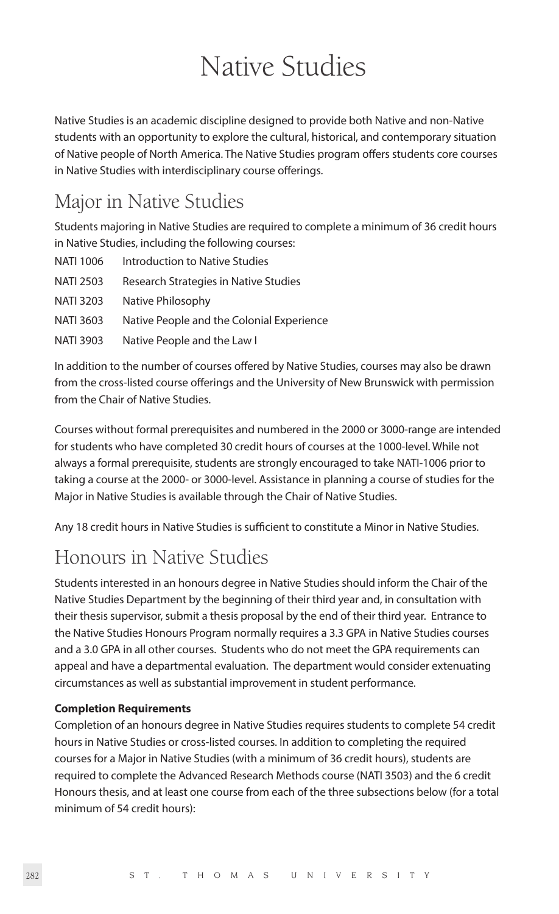# Native Studies

Native Studies is an academic discipline designed to provide both Native and non-Native students with an opportunity to explore the cultural, historical, and contemporary situation of Native people of North America. The Native Studies program offers students core courses in Native Studies with interdisciplinary course offerings.

## Major in Native Studies

Students majoring in Native Studies are required to complete a minimum of 36 credit hours in Native Studies, including the following courses:

| | |
|---|---|
| NATI 1006 | Introduction to Native Studies |
| NATI 2503 | Research Strategies in Native Studies |
| NATI 3203 | Native Philosophy |
| NATI 3603 | Native People and the Colonial Experience |
| NATI 3903 | Native People and the Law I |

In addition to the number of courses offered by Native Studies, courses may also be drawn from the cross-listed course offerings and the University of New Brunswick with permission from the Chair of Native Studies.

Courses without formal prerequisites and numbered in the 2000 or 3000-range are intended for students who have completed 30 credit hours of courses at the 1000-level. While not always a formal prerequisite, students are strongly encouraged to take NATI-1006 prior to taking a course at the 2000- or 3000-level. Assistance in planning a course of studies for the Major in Native Studies is available through the Chair of Native Studies.

Any 18 credit hours in Native Studies is sufficient to constitute a Minor in Native Studies.

## Honours in Native Studies

Students interested in an honours degree in Native Studies should inform the Chair of the Native Studies Department by the beginning of their third year and, in consultation with their thesis supervisor, submit a thesis proposal by the end of their third year. Entrance to the Native Studies Honours Program normally requires a 3.3 GPA in Native Studies courses and a 3.0 GPA in all other courses. Students who do not meet the GPA requirements can appeal and have a departmental evaluation. The department would consider extenuating circumstances as well as substantial improvement in student performance.

**Completion Requirements**

Completion of an honours degree in Native Studies requires students to complete 54 credit hours in Native Studies or cross-listed courses. In addition to completing the required courses for a Major in Native Studies (with a minimum of 36 credit hours), students are required to complete the Advanced Research Methods course (NATI 3503) and the 6 credit Honours thesis, and at least one course from each of the three subsections below (for a total minimum of 54 credit hours):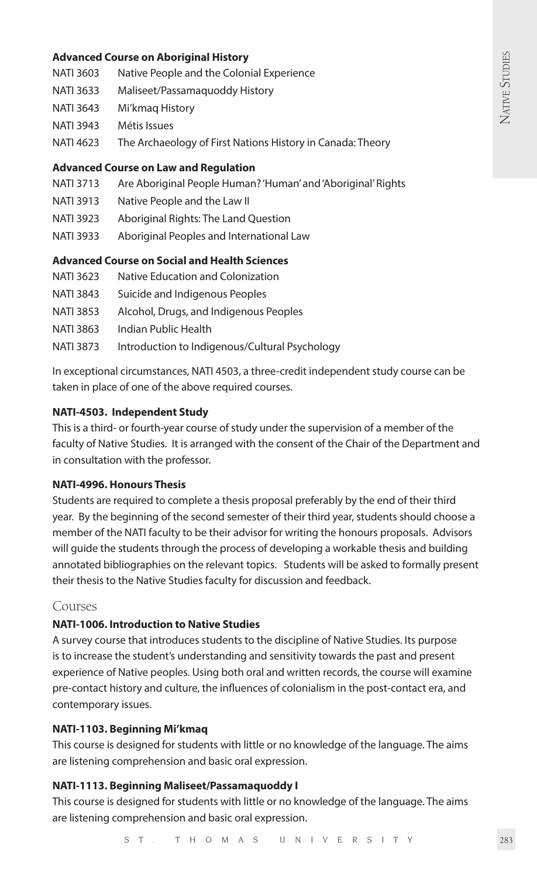**Advanced Course on Aboriginal History**

NATI 3603 Native People and the Colonial Experience
NATI 3633 Maliseet/Passamaquoddy History
NATI 3643 Mi'kmaq History
NATI 3943 Métis Issues
NATI 4623 The Archaeology of First Nations History in Canada: Theory

**Advanced Course on Law and Regulation**

NATI 3713 Are Aboriginal People Human? 'Human' and 'Aboriginal' Rights
NATI 3913 Native People and the Law II
NATI 3923 Aboriginal Rights: The Land Question
NATI 3933 Aboriginal Peoples and International Law

**Advanced Course on Social and Health Sciences**

NATI 3623 Native Education and Colonization
NATI 3843 Suicide and Indigenous Peoples
NATI 3853 Alcohol, Drugs, and Indigenous Peoples
NATI 3863 Indian Public Health
NATI 3873 Introduction to Indigenous/Cultural Psychology

In exceptional circumstances, NATI 4503, a three-credit independent study course can be taken in place of one of the above required courses.

**NATI-4503. Independent Study**

This is a third- or fourth-year course of study under the supervision of a member of the faculty of Native Studies. It is arranged with the consent of the Chair of the Department and in consultation with the professor.

**NATI-4996. Honours Thesis**

Students are required to complete a thesis proposal preferably by the end of their third year. By the beginning of the second semester of their third year, students should choose a member of the NATI faculty to be their advisor for writing the honours proposals. Advisors will guide the students through the process of developing a workable thesis and building annotated bibliographies on the relevant topics. Students will be asked to formally present their thesis to the Native Studies faculty for discussion and feedback.

## Courses

**NATI-1006. Introduction to Native Studies**

A survey course that introduces students to the discipline of Native Studies. Its purpose is to increase the student's understanding and sensitivity towards the past and present experience of Native peoples. Using both oral and written records, the course will examine pre-contact history and culture, the influences of colonialism in the post-contact era, and contemporary issues.

**NATI-1103. Beginning Mi'kmaq**

This course is designed for students with little or no knowledge of the language. The aims are listening comprehension and basic oral expression.

**NATI-1113. Beginning Maliseet/Passamaquoddy I**

This course is designed for students with little or no knowledge of the language. The aims are listening comprehension and basic oral expression.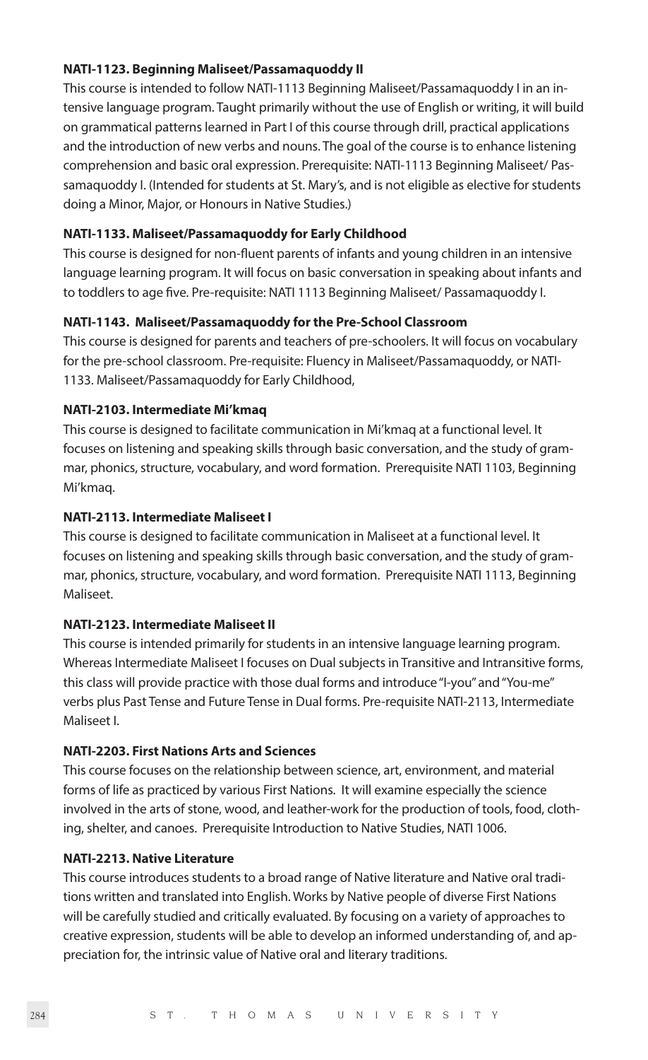**NATI-1123. Beginning Maliseet/Passamaquoddy II**

This course is intended to follow NATI-1113 Beginning Maliseet/Passamaquoddy I in an intensive language program. Taught primarily without the use of English or writing, it will build on grammatical patterns learned in Part I of this course through drill, practical applications and the introduction of new verbs and nouns. The goal of the course is to enhance listening comprehension and basic oral expression. Prerequisite: NATI-1113 Beginning Maliseet/ Passamaquoddy I. (Intended for students at St. Mary's, and is not eligible as elective for students doing a Minor, Major, or Honours in Native Studies.)

**NATI-1133. Maliseet/Passamaquoddy for Early Childhood**

This course is designed for non-fluent parents of infants and young children in an intensive language learning program. It will focus on basic conversation in speaking about infants and to toddlers to age five. Pre-requisite: NATI 1113 Beginning Maliseet/ Passamaquoddy I.

**NATI-1143. Maliseet/Passamaquoddy for the Pre-School Classroom**

This course is designed for parents and teachers of pre-schoolers. It will focus on vocabulary for the pre-school classroom. Pre-requisite: Fluency in Maliseet/Passamaquoddy, or NATI-1133. Maliseet/Passamaquoddy for Early Childhood,

**NATI-2103. Intermediate Mi'kmaq**

This course is designed to facilitate communication in Mi'kmaq at a functional level. It focuses on listening and speaking skills through basic conversation, and the study of grammar, phonics, structure, vocabulary, and word formation. Prerequisite NATI 1103, Beginning Mi'kmaq.

**NATI-2113. Intermediate Maliseet I**

This course is designed to facilitate communication in Maliseet at a functional level. It focuses on listening and speaking skills through basic conversation, and the study of grammar, phonics, structure, vocabulary, and word formation. Prerequisite NATI 1113, Beginning Maliseet.

**NATI-2123. Intermediate Maliseet II**

This course is intended primarily for students in an intensive language learning program. Whereas Intermediate Maliseet I focuses on Dual subjects in Transitive and Intransitive forms, this class will provide practice with those dual forms and introduce "I-you" and "You-me" verbs plus Past Tense and Future Tense in Dual forms. Pre-requisite NATI-2113, Intermediate Maliseet I.

**NATI-2203. First Nations Arts and Sciences**

This course focuses on the relationship between science, art, environment, and material forms of life as practiced by various First Nations. It will examine especially the science involved in the arts of stone, wood, and leather-work for the production of tools, food, clothing, shelter, and canoes. Prerequisite Introduction to Native Studies, NATI 1006.

**NATI-2213. Native Literature**

This course introduces students to a broad range of Native literature and Native oral traditions written and translated into English. Works by Native people of diverse First Nations will be carefully studied and critically evaluated. By focusing on a variety of approaches to creative expression, students will be able to develop an informed understanding of, and appreciation for, the intrinsic value of Native oral and literary traditions.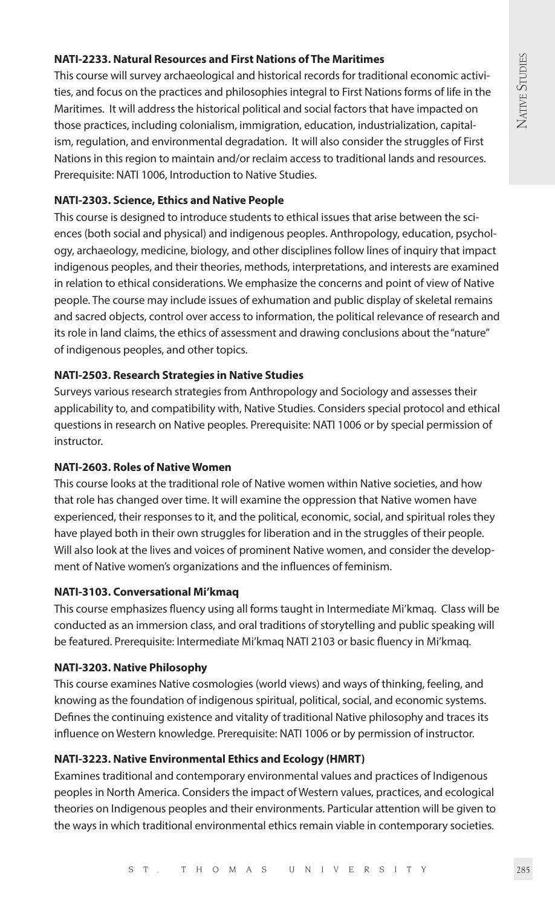**NATI-2233. Natural Resources and First Nations of The Maritimes**

This course will survey archaeological and historical records for traditional economic activities, and focus on the practices and philosophies integral to First Nations forms of life in the Maritimes. It will address the historical political and social factors that have impacted on those practices, including colonialism, immigration, education, industrialization, capitalism, regulation, and environmental degradation. It will also consider the struggles of First Nations in this region to maintain and/or reclaim access to traditional lands and resources. Prerequisite: NATI 1006, Introduction to Native Studies.

**NATI-2303. Science, Ethics and Native People**

This course is designed to introduce students to ethical issues that arise between the sciences (both social and physical) and indigenous peoples. Anthropology, education, psychology, archaeology, medicine, biology, and other disciplines follow lines of inquiry that impact indigenous peoples, and their theories, methods, interpretations, and interests are examined in relation to ethical considerations. We emphasize the concerns and point of view of Native people. The course may include issues of exhumation and public display of skeletal remains and sacred objects, control over access to information, the political relevance of research and its role in land claims, the ethics of assessment and drawing conclusions about the "nature" of indigenous peoples, and other topics.

**NATI-2503. Research Strategies in Native Studies**

Surveys various research strategies from Anthropology and Sociology and assesses their applicability to, and compatibility with, Native Studies. Considers special protocol and ethical questions in research on Native peoples. Prerequisite: NATI 1006 or by special permission of instructor.

**NATI-2603. Roles of Native Women**

This course looks at the traditional role of Native women within Native societies, and how that role has changed over time. It will examine the oppression that Native women have experienced, their responses to it, and the political, economic, social, and spiritual roles they have played both in their own struggles for liberation and in the struggles of their people. Will also look at the lives and voices of prominent Native women, and consider the development of Native women's organizations and the influences of feminism.

**NATI-3103. Conversational Mi'kmaq**

This course emphasizes fluency using all forms taught in Intermediate Mi'kmaq. Class will be conducted as an immersion class, and oral traditions of storytelling and public speaking will be featured. Prerequisite: Intermediate Mi'kmaq NATI 2103 or basic fluency in Mi'kmaq.

**NATI-3203. Native Philosophy**

This course examines Native cosmologies (world views) and ways of thinking, feeling, and knowing as the foundation of indigenous spiritual, political, social, and economic systems. Defines the continuing existence and vitality of traditional Native philosophy and traces its influence on Western knowledge. Prerequisite: NATI 1006 or by permission of instructor.

**NATI-3223. Native Environmental Ethics and Ecology (HMRT)**

Examines traditional and contemporary environmental values and practices of Indigenous peoples in North America. Considers the impact of Western values, practices, and ecological theories on Indigenous peoples and their environments. Particular attention will be given to the ways in which traditional environmental ethics remain viable in contemporary societies.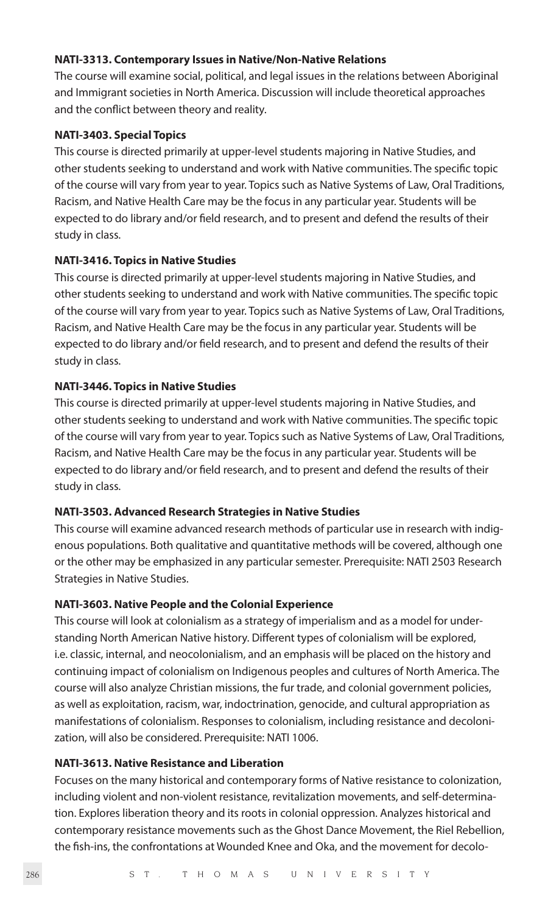**NATI-3313. Contemporary Issues in Native/Non-Native Relations**

The course will examine social, political, and legal issues in the relations between Aboriginal and Immigrant societies in North America. Discussion will include theoretical approaches and the conflict between theory and reality.

**NATI-3403. Special Topics**

This course is directed primarily at upper-level students majoring in Native Studies, and other students seeking to understand and work with Native communities. The specific topic of the course will vary from year to year. Topics such as Native Systems of Law, Oral Traditions, Racism, and Native Health Care may be the focus in any particular year. Students will be expected to do library and/or field research, and to present and defend the results of their study in class.

**NATI-3416. Topics in Native Studies**

This course is directed primarily at upper-level students majoring in Native Studies, and other students seeking to understand and work with Native communities. The specific topic of the course will vary from year to year. Topics such as Native Systems of Law, Oral Traditions, Racism, and Native Health Care may be the focus in any particular year. Students will be expected to do library and/or field research, and to present and defend the results of their study in class.

**NATI-3446. Topics in Native Studies**

This course is directed primarily at upper-level students majoring in Native Studies, and other students seeking to understand and work with Native communities. The specific topic of the course will vary from year to year. Topics such as Native Systems of Law, Oral Traditions, Racism, and Native Health Care may be the focus in any particular year. Students will be expected to do library and/or field research, and to present and defend the results of their study in class.

**NATI-3503. Advanced Research Strategies in Native Studies**

This course will examine advanced research methods of particular use in research with indigenous populations. Both qualitative and quantitative methods will be covered, although one or the other may be emphasized in any particular semester. Prerequisite: NATI 2503 Research Strategies in Native Studies.

**NATI-3603. Native People and the Colonial Experience**

This course will look at colonialism as a strategy of imperialism and as a model for understanding North American Native history. Different types of colonialism will be explored, i.e. classic, internal, and neocolonialism, and an emphasis will be placed on the history and continuing impact of colonialism on Indigenous peoples and cultures of North America. The course will also analyze Christian missions, the fur trade, and colonial government policies, as well as exploitation, racism, war, indoctrination, genocide, and cultural appropriation as manifestations of colonialism. Responses to colonialism, including resistance and decolonization, will also be considered. Prerequisite: NATI 1006.

**NATI-3613. Native Resistance and Liberation**

Focuses on the many historical and contemporary forms of Native resistance to colonization, including violent and non-violent resistance, revitalization movements, and self-determination. Explores liberation theory and its roots in colonial oppression. Analyzes historical and contemporary resistance movements such as the Ghost Dance Movement, the Riel Rebellion, the fish-ins, the confrontations at Wounded Knee and Oka, and the movement for decolo-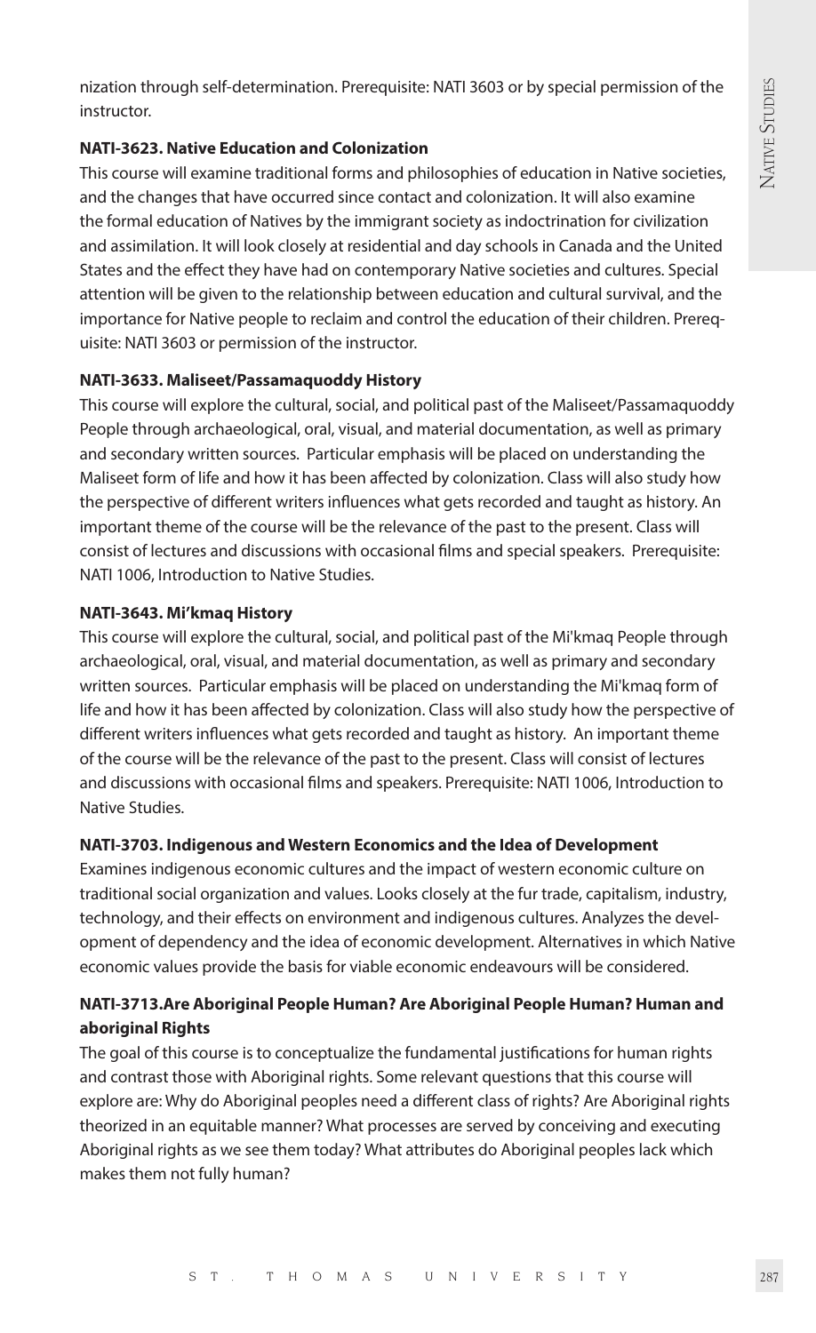nization through self-determination. Prerequisite: NATI 3603 or by special permission of the instructor.

**NATI-3623. Native Education and Colonization**

This course will examine traditional forms and philosophies of education in Native societies, and the changes that have occurred since contact and colonization. It will also examine the formal education of Natives by the immigrant society as indoctrination for civilization and assimilation. It will look closely at residential and day schools in Canada and the United States and the effect they have had on contemporary Native societies and cultures. Special attention will be given to the relationship between education and cultural survival, and the importance for Native people to reclaim and control the education of their children. Prerequisite: NATI 3603 or permission of the instructor.

**NATI-3633. Maliseet/Passamaquoddy History**

This course will explore the cultural, social, and political past of the Maliseet/Passamaquoddy People through archaeological, oral, visual, and material documentation, as well as primary and secondary written sources. Particular emphasis will be placed on understanding the Maliseet form of life and how it has been affected by colonization. Class will also study how the perspective of different writers influences what gets recorded and taught as history. An important theme of the course will be the relevance of the past to the present. Class will consist of lectures and discussions with occasional films and special speakers. Prerequisite: NATI 1006, Introduction to Native Studies.

**NATI-3643. Mi'kmaq History**

This course will explore the cultural, social, and political past of the Mi'kmaq People through archaeological, oral, visual, and material documentation, as well as primary and secondary written sources. Particular emphasis will be placed on understanding the Mi'kmaq form of life and how it has been affected by colonization. Class will also study how the perspective of different writers influences what gets recorded and taught as history. An important theme of the course will be the relevance of the past to the present. Class will consist of lectures and discussions with occasional films and speakers. Prerequisite: NATI 1006, Introduction to Native Studies.

**NATI-3703. Indigenous and Western Economics and the Idea of Development**

Examines indigenous economic cultures and the impact of western economic culture on traditional social organization and values. Looks closely at the fur trade, capitalism, industry, technology, and their effects on environment and indigenous cultures. Analyzes the development of dependency and the idea of economic development. Alternatives in which Native economic values provide the basis for viable economic endeavours will be considered.

**NATI-3713.Are Aboriginal People Human? Are Aboriginal People Human? Human and aboriginal Rights**

The goal of this course is to conceptualize the fundamental justifications for human rights and contrast those with Aboriginal rights. Some relevant questions that this course will explore are: Why do Aboriginal peoples need a different class of rights? Are Aboriginal rights theorized in an equitable manner? What processes are served by conceiving and executing Aboriginal rights as we see them today? What attributes do Aboriginal peoples lack which makes them not fully human?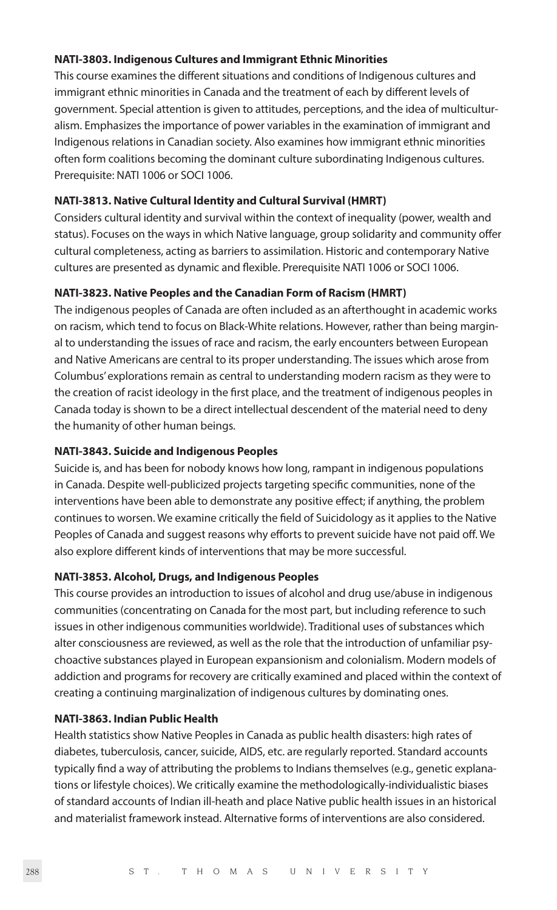**NATI-3803. Indigenous Cultures and Immigrant Ethnic Minorities**

This course examines the different situations and conditions of Indigenous cultures and immigrant ethnic minorities in Canada and the treatment of each by different levels of government. Special attention is given to attitudes, perceptions, and the idea of multiculturalism. Emphasizes the importance of power variables in the examination of immigrant and Indigenous relations in Canadian society. Also examines how immigrant ethnic minorities often form coalitions becoming the dominant culture subordinating Indigenous cultures. Prerequisite: NATI 1006 or SOCI 1006.

**NATI-3813. Native Cultural Identity and Cultural Survival (HMRT)**

Considers cultural identity and survival within the context of inequality (power, wealth and status). Focuses on the ways in which Native language, group solidarity and community offer cultural completeness, acting as barriers to assimilation. Historic and contemporary Native cultures are presented as dynamic and flexible. Prerequisite NATI 1006 or SOCI 1006.

**NATI-3823. Native Peoples and the Canadian Form of Racism (HMRT)**

The indigenous peoples of Canada are often included as an afterthought in academic works on racism, which tend to focus on Black-White relations. However, rather than being marginal to understanding the issues of race and racism, the early encounters between European and Native Americans are central to its proper understanding. The issues which arose from Columbus' explorations remain as central to understanding modern racism as they were to the creation of racist ideology in the first place, and the treatment of indigenous peoples in Canada today is shown to be a direct intellectual descendent of the material need to deny the humanity of other human beings.

**NATI-3843. Suicide and Indigenous Peoples**

Suicide is, and has been for nobody knows how long, rampant in indigenous populations in Canada. Despite well-publicized projects targeting specific communities, none of the interventions have been able to demonstrate any positive effect; if anything, the problem continues to worsen. We examine critically the field of Suicidology as it applies to the Native Peoples of Canada and suggest reasons why efforts to prevent suicide have not paid off. We also explore different kinds of interventions that may be more successful.

**NATI-3853. Alcohol, Drugs, and Indigenous Peoples**

This course provides an introduction to issues of alcohol and drug use/abuse in indigenous communities (concentrating on Canada for the most part, but including reference to such issues in other indigenous communities worldwide). Traditional uses of substances which alter consciousness are reviewed, as well as the role that the introduction of unfamiliar psychoactive substances played in European expansionism and colonialism. Modern models of addiction and programs for recovery are critically examined and placed within the context of creating a continuing marginalization of indigenous cultures by dominating ones.

**NATI-3863. Indian Public Health**

Health statistics show Native Peoples in Canada as public health disasters: high rates of diabetes, tuberculosis, cancer, suicide, AIDS, etc. are regularly reported. Standard accounts typically find a way of attributing the problems to Indians themselves (e.g., genetic explanations or lifestyle choices). We critically examine the methodologically-individualistic biases of standard accounts of Indian ill-heath and place Native public health issues in an historical and materialist framework instead. Alternative forms of interventions are also considered.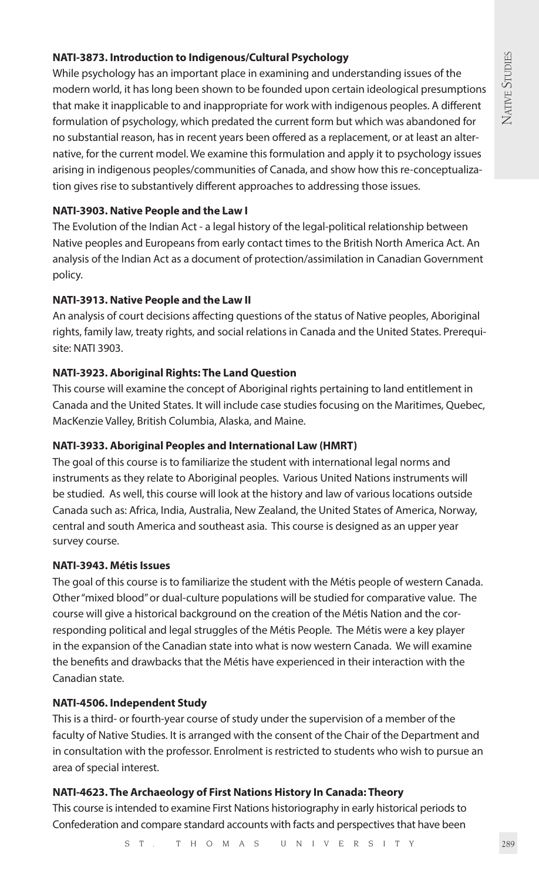**NATI-3873. Introduction to Indigenous/Cultural Psychology**

While psychology has an important place in examining and understanding issues of the modern world, it has long been shown to be founded upon certain ideological presumptions that make it inapplicable to and inappropriate for work with indigenous peoples. A different formulation of psychology, which predated the current form but which was abandoned for no substantial reason, has in recent years been offered as a replacement, or at least an alternative, for the current model. We examine this formulation and apply it to psychology issues arising in indigenous peoples/communities of Canada, and show how this re-conceptualization gives rise to substantively different approaches to addressing those issues.

**NATI-3903. Native People and the Law I**

The Evolution of the Indian Act - a legal history of the legal-political relationship between Native peoples and Europeans from early contact times to the British North America Act. An analysis of the Indian Act as a document of protection/assimilation in Canadian Government policy.

**NATI-3913. Native People and the Law II**

An analysis of court decisions affecting questions of the status of Native peoples, Aboriginal rights, family law, treaty rights, and social relations in Canada and the United States. Prerequisite: NATI 3903.

**NATI-3923. Aboriginal Rights: The Land Question**

This course will examine the concept of Aboriginal rights pertaining to land entitlement in Canada and the United States. It will include case studies focusing on the Maritimes, Quebec, MacKenzie Valley, British Columbia, Alaska, and Maine.

**NATI-3933. Aboriginal Peoples and International Law (HMRT)**

The goal of this course is to familiarize the student with international legal norms and instruments as they relate to Aboriginal peoples. Various United Nations instruments will be studied. As well, this course will look at the history and law of various locations outside Canada such as: Africa, India, Australia, New Zealand, the United States of America, Norway, central and south America and southeast asia. This course is designed as an upper year survey course.

**NATI-3943. Métis Issues**

The goal of this course is to familiarize the student with the Métis people of western Canada. Other "mixed blood" or dual-culture populations will be studied for comparative value. The course will give a historical background on the creation of the Métis Nation and the corresponding political and legal struggles of the Métis People. The Métis were a key player in the expansion of the Canadian state into what is now western Canada. We will examine the benefits and drawbacks that the Métis have experienced in their interaction with the Canadian state.

**NATI-4506. Independent Study**

This is a third- or fourth-year course of study under the supervision of a member of the faculty of Native Studies. It is arranged with the consent of the Chair of the Department and in consultation with the professor. Enrolment is restricted to students who wish to pursue an area of special interest.

**NATI-4623. The Archaeology of First Nations History In Canada: Theory**

This course is intended to examine First Nations historiography in early historical periods to Confederation and compare standard accounts with facts and perspectives that have been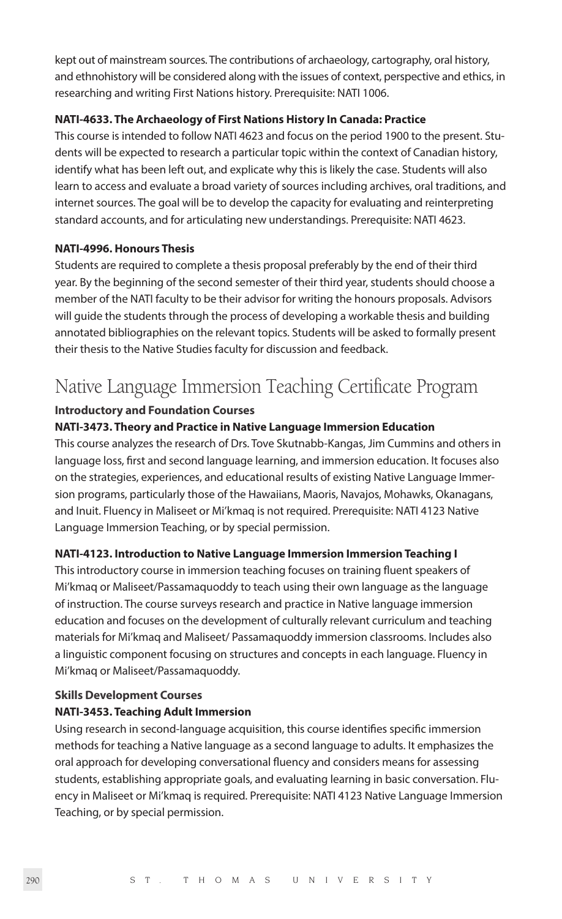kept out of mainstream sources. The contributions of archaeology, cartography, oral history, and ethnohistory will be considered along with the issues of context, perspective and ethics, in researching and writing First Nations history. Prerequisite: NATI 1006.

**NATI-4633. The Archaeology of First Nations History In Canada: Practice**

This course is intended to follow NATI 4623 and focus on the period 1900 to the present. Students will be expected to research a particular topic within the context of Canadian history, identify what has been left out, and explicate why this is likely the case. Students will also learn to access and evaluate a broad variety of sources including archives, oral traditions, and internet sources. The goal will be to develop the capacity for evaluating and reinterpreting standard accounts, and for articulating new understandings. Prerequisite: NATI 4623.

**NATI-4996. Honours Thesis**

Students are required to complete a thesis proposal preferably by the end of their third year. By the beginning of the second semester of their third year, students should choose a member of the NATI faculty to be their advisor for writing the honours proposals. Advisors will guide the students through the process of developing a workable thesis and building annotated bibliographies on the relevant topics. Students will be asked to formally present their thesis to the Native Studies faculty for discussion and feedback.

# Native Language Immersion Teaching Certificate Program

**Introductory and Foundation Courses**

**NATI-3473. Theory and Practice in Native Language Immersion Education**

This course analyzes the research of Drs. Tove Skutnabb-Kangas, Jim Cummins and others in language loss, first and second language learning, and immersion education. It focuses also on the strategies, experiences, and educational results of existing Native Language Immersion programs, particularly those of the Hawaiians, Maoris, Navajos, Mohawks, Okanagans, and Inuit. Fluency in Maliseet or Mi'kmaq is not required. Prerequisite: NATI 4123 Native Language Immersion Teaching, or by special permission.

**NATI-4123. Introduction to Native Language Immersion Immersion Teaching I**

This introductory course in immersion teaching focuses on training fluent speakers of Mi'kmaq or Maliseet/Passamaquoddy to teach using their own language as the language of instruction. The course surveys research and practice in Native language immersion education and focuses on the development of culturally relevant curriculum and teaching materials for Mi'kmaq and Maliseet/ Passamaquoddy immersion classrooms. Includes also a linguistic component focusing on structures and concepts in each language. Fluency in Mi'kmaq or Maliseet/Passamaquoddy.

**Skills Development Courses**

**NATI-3453. Teaching Adult Immersion**

Using research in second-language acquisition, this course identifies specific immersion methods for teaching a Native language as a second language to adults. It emphasizes the oral approach for developing conversational fluency and considers means for assessing students, establishing appropriate goals, and evaluating learning in basic conversation. Fluency in Maliseet or Mi'kmaq is required. Prerequisite: NATI 4123 Native Language Immersion Teaching, or by special permission.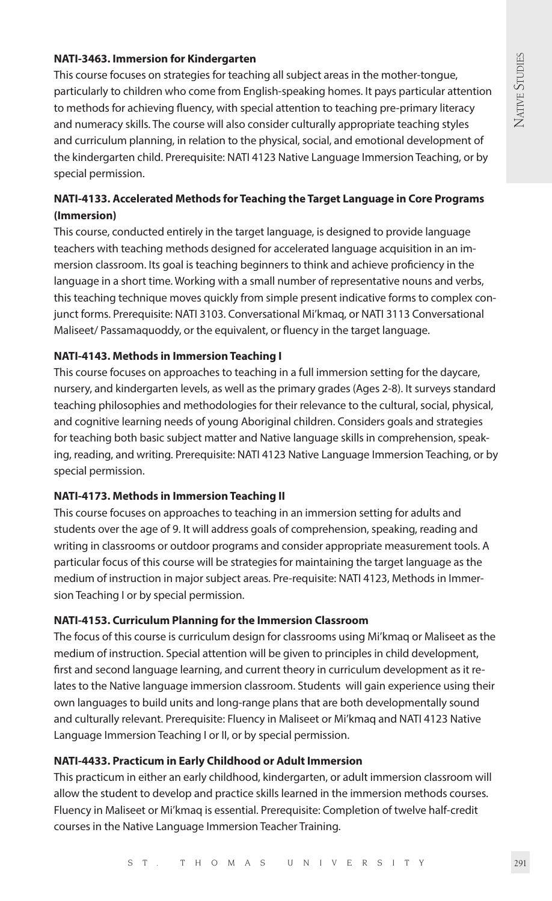**NATI-3463. Immersion for Kindergarten**

This course focuses on strategies for teaching all subject areas in the mother-tongue, particularly to children who come from English-speaking homes. It pays particular attention to methods for achieving fluency, with special attention to teaching pre-primary literacy and numeracy skills. The course will also consider culturally appropriate teaching styles and curriculum planning, in relation to the physical, social, and emotional development of the kindergarten child. Prerequisite: NATI 4123 Native Language Immersion Teaching, or by special permission.

**NATI-4133. Accelerated Methods for Teaching the Target Language in Core Programs (Immersion)**

This course, conducted entirely in the target language, is designed to provide language teachers with teaching methods designed for accelerated language acquisition in an immersion classroom. Its goal is teaching beginners to think and achieve proficiency in the language in a short time. Working with a small number of representative nouns and verbs, this teaching technique moves quickly from simple present indicative forms to complex conjunct forms. Prerequisite: NATI 3103. Conversational Mi'kmaq, or NATI 3113 Conversational Maliseet/ Passamaquoddy, or the equivalent, or fluency in the target language.

**NATI-4143. Methods in Immersion Teaching I**

This course focuses on approaches to teaching in a full immersion setting for the daycare, nursery, and kindergarten levels, as well as the primary grades (Ages 2-8). It surveys standard teaching philosophies and methodologies for their relevance to the cultural, social, physical, and cognitive learning needs of young Aboriginal children. Considers goals and strategies for teaching both basic subject matter and Native language skills in comprehension, speaking, reading, and writing. Prerequisite: NATI 4123 Native Language Immersion Teaching, or by special permission.

**NATI-4173. Methods in Immersion Teaching II**

This course focuses on approaches to teaching in an immersion setting for adults and students over the age of 9. It will address goals of comprehension, speaking, reading and writing in classrooms or outdoor programs and consider appropriate measurement tools. A particular focus of this course will be strategies for maintaining the target language as the medium of instruction in major subject areas. Pre-requisite: NATI 4123, Methods in Immersion Teaching I or by special permission.

**NATI-4153. Curriculum Planning for the Immersion Classroom**

The focus of this course is curriculum design for classrooms using Mi'kmaq or Maliseet as the medium of instruction. Special attention will be given to principles in child development, first and second language learning, and current theory in curriculum development as it relates to the Native language immersion classroom. Students will gain experience using their own languages to build units and long-range plans that are both developmentally sound and culturally relevant. Prerequisite: Fluency in Maliseet or Mi'kmaq and NATI 4123 Native Language Immersion Teaching I or II, or by special permission.

**NATI-4433. Practicum in Early Childhood or Adult Immersion**

This practicum in either an early childhood, kindergarten, or adult immersion classroom will allow the student to develop and practice skills learned in the immersion methods courses. Fluency in Maliseet or Mi'kmaq is essential. Prerequisite: Completion of twelve half-credit courses in the Native Language Immersion Teacher Training.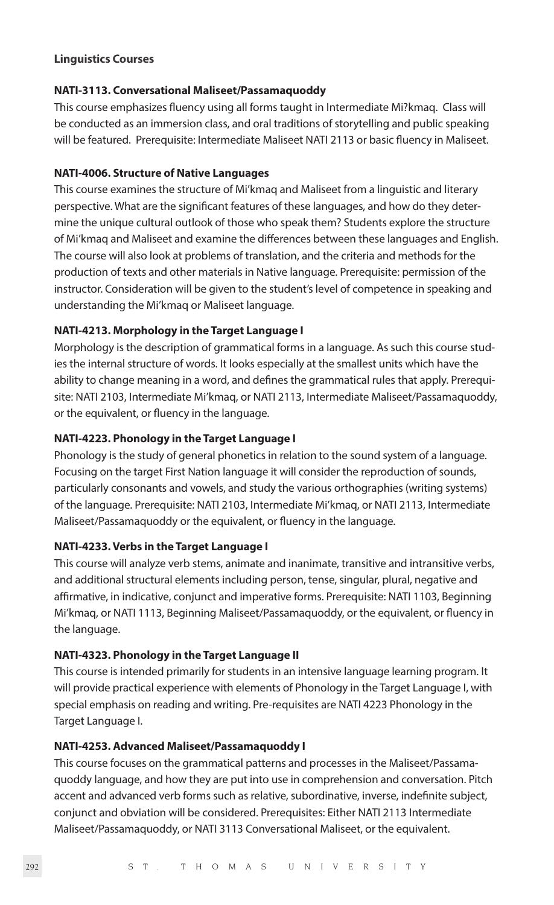**Linguistics Courses**

**NATI-3113. Conversational Maliseet/Passamaquoddy**

This course emphasizes fluency using all forms taught in Intermediate Mi?kmaq. Class will be conducted as an immersion class, and oral traditions of storytelling and public speaking will be featured. Prerequisite: Intermediate Maliseet NATI 2113 or basic fluency in Maliseet.

**NATI-4006. Structure of Native Languages**

This course examines the structure of Mi'kmaq and Maliseet from a linguistic and literary perspective. What are the significant features of these languages, and how do they determine the unique cultural outlook of those who speak them? Students explore the structure of Mi'kmaq and Maliseet and examine the differences between these languages and English. The course will also look at problems of translation, and the criteria and methods for the production of texts and other materials in Native language. Prerequisite: permission of the instructor. Consideration will be given to the student's level of competence in speaking and understanding the Mi'kmaq or Maliseet language.

**NATI-4213. Morphology in the Target Language I**

Morphology is the description of grammatical forms in a language. As such this course studies the internal structure of words. It looks especially at the smallest units which have the ability to change meaning in a word, and defines the grammatical rules that apply. Prerequisite: NATI 2103, Intermediate Mi'kmaq, or NATI 2113, Intermediate Maliseet/Passamaquoddy, or the equivalent, or fluency in the language.

**NATI-4223. Phonology in the Target Language I**

Phonology is the study of general phonetics in relation to the sound system of a language. Focusing on the target First Nation language it will consider the reproduction of sounds, particularly consonants and vowels, and study the various orthographies (writing systems) of the language. Prerequisite: NATI 2103, Intermediate Mi'kmaq, or NATI 2113, Intermediate Maliseet/Passamaquoddy or the equivalent, or fluency in the language.

**NATI-4233. Verbs in the Target Language I**

This course will analyze verb stems, animate and inanimate, transitive and intransitive verbs, and additional structural elements including person, tense, singular, plural, negative and affirmative, in indicative, conjunct and imperative forms. Prerequisite: NATI 1103, Beginning Mi'kmaq, or NATI 1113, Beginning Maliseet/Passamaquoddy, or the equivalent, or fluency in the language.

**NATI-4323. Phonology in the Target Language II**

This course is intended primarily for students in an intensive language learning program. It will provide practical experience with elements of Phonology in the Target Language I, with special emphasis on reading and writing. Pre-requisites are NATI 4223 Phonology in the Target Language I.

**NATI-4253. Advanced Maliseet/Passamaquoddy I**

This course focuses on the grammatical patterns and processes in the Maliseet/Passamaquoddy language, and how they are put into use in comprehension and conversation. Pitch accent and advanced verb forms such as relative, subordinative, inverse, indefinite subject, conjunct and obviation will be considered. Prerequisites: Either NATI 2113 Intermediate Maliseet/Passamaquoddy, or NATI 3113 Conversational Maliseet, or the equivalent.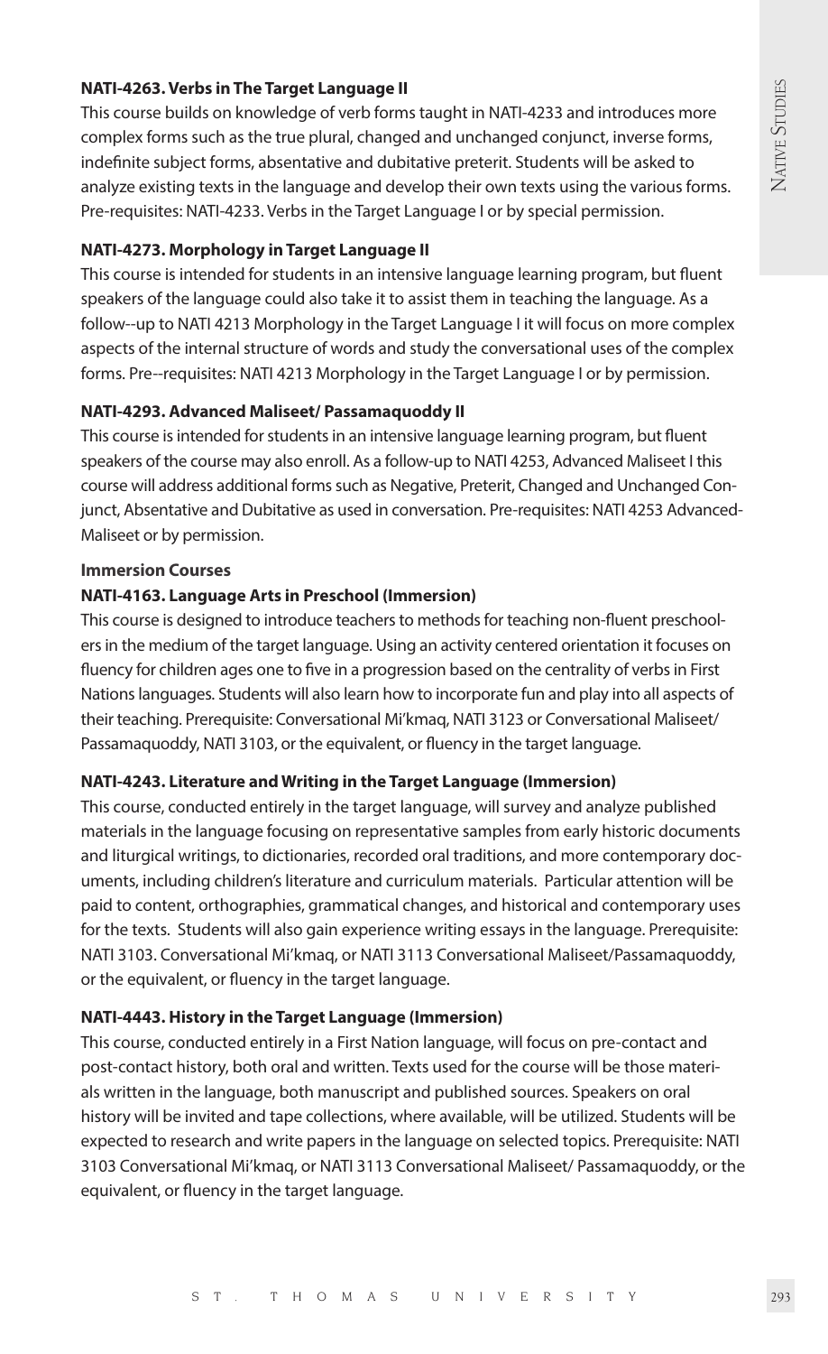**NATI-4263. Verbs in The Target Language II**

This course builds on knowledge of verb forms taught in NATI-4233 and introduces more complex forms such as the true plural, changed and unchanged conjunct, inverse forms, indefinite subject forms, absentative and dubitative preterit. Students will be asked to analyze existing texts in the language and develop their own texts using the various forms. Pre-requisites: NATI-4233. Verbs in the Target Language I or by special permission.

**NATI-4273. Morphology in Target Language II**

This course is intended for students in an intensive language learning program, but fluent speakers of the language could also take it to assist them in teaching the language. As a follow--up to NATI 4213 Morphology in the Target Language I it will focus on more complex aspects of the internal structure of words and study the conversational uses of the complex forms. Pre--requisites: NATI 4213 Morphology in the Target Language I or by permission.

**NATI-4293. Advanced Maliseet/ Passamaquoddy II**

This course is intended for students in an intensive language learning program, but fluent speakers of the course may also enroll. As a follow-up to NATI 4253, Advanced Maliseet I this course will address additional forms such as Negative, Preterit, Changed and Unchanged Conjunct, Absentative and Dubitative as used in conversation. Pre-requisites: NATI 4253 Advanced-Maliseet or by permission.

**Immersion Courses**

**NATI-4163. Language Arts in Preschool (Immersion)**

This course is designed to introduce teachers to methods for teaching non-fluent preschoolers in the medium of the target language. Using an activity centered orientation it focuses on fluency for children ages one to five in a progression based on the centrality of verbs in First Nations languages. Students will also learn how to incorporate fun and play into all aspects of their teaching. Prerequisite: Conversational Mi'kmaq, NATI 3123 or Conversational Maliseet/ Passamaquoddy, NATI 3103, or the equivalent, or fluency in the target language.

**NATI-4243. Literature and Writing in the Target Language (Immersion)**

This course, conducted entirely in the target language, will survey and analyze published materials in the language focusing on representative samples from early historic documents and liturgical writings, to dictionaries, recorded oral traditions, and more contemporary documents, including children's literature and curriculum materials. Particular attention will be paid to content, orthographies, grammatical changes, and historical and contemporary uses for the texts. Students will also gain experience writing essays in the language. Prerequisite: NATI 3103. Conversational Mi'kmaq, or NATI 3113 Conversational Maliseet/Passamaquoddy, or the equivalent, or fluency in the target language.

**NATI-4443. History in the Target Language (Immersion)**

This course, conducted entirely in a First Nation language, will focus on pre-contact and post-contact history, both oral and written. Texts used for the course will be those materials written in the language, both manuscript and published sources. Speakers on oral history will be invited and tape collections, where available, will be utilized. Students will be expected to research and write papers in the language on selected topics. Prerequisite: NATI 3103 Conversational Mi'kmaq, or NATI 3113 Conversational Maliseet/ Passamaquoddy, or the equivalent, or fluency in the target language.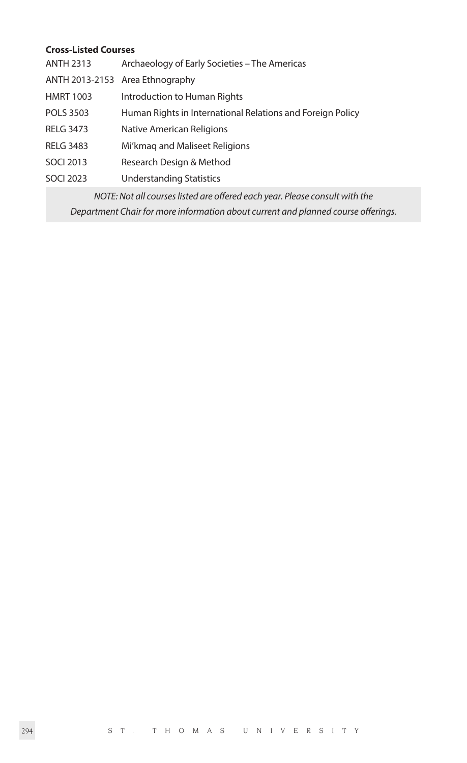**Cross-Listed Courses**

| | |
|---|---|
| ANTH 2313 | Archaeology of Early Societies – The Americas |
| ANTH 2013-2153 | Area Ethnography |
| HMRT 1003 | Introduction to Human Rights |
| POLS 3503 | Human Rights in International Relations and Foreign Policy |
| RELG 3473 | Native American Religions |
| RELG 3483 | Mi'kmaq and Maliseet Religions |
| SOCI 2013 | Research Design & Method |
| SOCI 2023 | Understanding Statistics |

*NOTE: Not all courses listed are offered each year. Please consult with the Department Chair for more information about current and planned course offerings.*